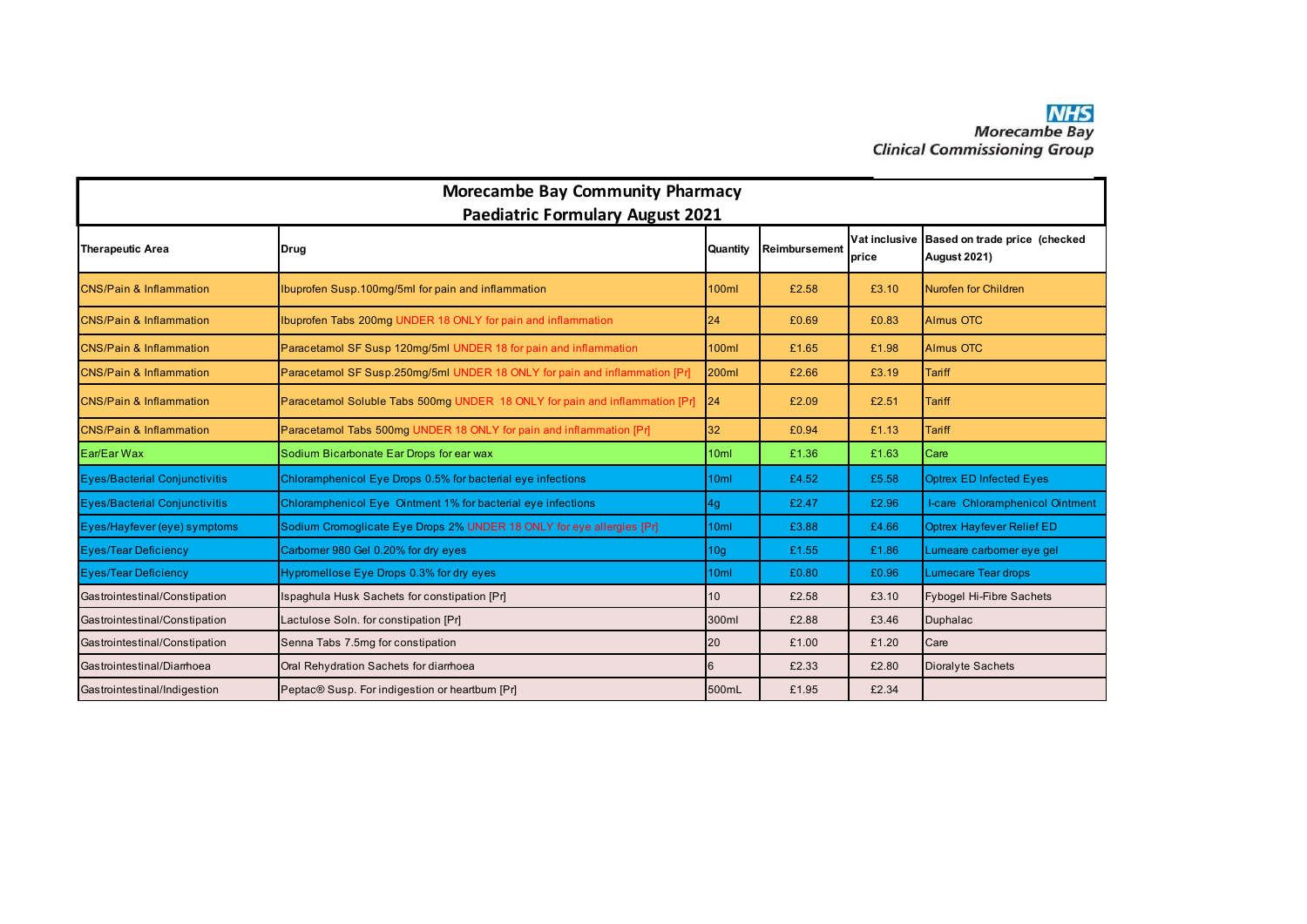NHS
Morecambe Bay
Clinical Commissioning Group

# Morecambe Bay Community Pharmacy
## Paediatric Formulary August 2021

| Therapeutic Area | Drug | Quantity | Reimbursement | Vat inclusive price | Based on trade price (checked August 2021) |
|---|---|---|---|---|---|
| CNS/Pain & Inflammation | Ibuprofen Susp.100mg/5ml for pain and inflammation | 100ml | £2.58 | £3.10 | Nurofen for Children |
| CNS/Pain & Inflammation | Ibuprofen Tabs 200mg UNDER 18 ONLY for pain and inflammation | 24 | £0.69 | £0.83 | Almus OTC |
| CNS/Pain & Inflammation | Paracetamol SF Susp 120mg/5ml UNDER 18 for pain and inflammation | 100ml | £1.65 | £1.98 | Almus OTC |
| CNS/Pain & Inflammation | Paracetamol SF Susp.250mg/5ml UNDER 18 ONLY for pain and inflammation [Pr] | 200ml | £2.66 | £3.19 | Tariff |
| CNS/Pain & Inflammation | Paracetamol Soluble Tabs 500mg UNDER 18 ONLY for pain and inflammation [Pr] | 24 | £2.09 | £2.51 | Tariff |
| CNS/Pain & Inflammation | Paracetamol Tabs 500mg UNDER 18 ONLY for pain and inflammation [Pr] | 32 | £0.94 | £1.13 | Tariff |
| Ear/Ear Wax | Sodium Bicarbonate Ear Drops for ear wax | 10ml | £1.36 | £1.63 | Care |
| Eyes/Bacterial Conjunctivitis | Chloramphenicol Eye Drops 0.5% for bacterial eye infections | 10ml | £4.52 | £5.58 | Optrex ED Infected Eyes |
| Eyes/Bacterial Conjunctivitis | Chloramphenicol Eye Ointment 1% for bacterial eye infections | 4g | £2.47 | £2.96 | I-care Chloramphenicol Ointment |
| Eyes/Hayfever (eye) symptoms | Sodium Cromoglicate Eye Drops 2% UNDER 18 ONLY for eye allergies [Pr] | 10ml | £3.88 | £4.66 | Optrex Hayfever Relief ED |
| Eyes/Tear Deficiency | Carbomer 980 Gel 0.20% for dry eyes | 10g | £1.55 | £1.86 | Lumeare carbomer eye gel |
| Eyes/Tear Deficiency | Hypromellose Eye Drops 0.3% for dry eyes | 10ml | £0.80 | £0.96 | Lumecare Tear drops |
| Gastrointestinal/Constipation | Ispaghula Husk Sachets for constipation [Pr] | 10 | £2.58 | £3.10 | Fybogel Hi-Fibre Sachets |
| Gastrointestinal/Constipation | Lactulose Soln. for constipation [Pr] | 300ml | £2.88 | £3.46 | Duphalac |
| Gastrointestinal/Constipation | Senna Tabs 7.5mg for constipation | 20 | £1.00 | £1.20 | Care |
| Gastrointestinal/Diarrhoea | Oral Rehydration Sachets for diarrhoea | 6 | £2.33 | £2.80 | Dioralyte Sachets |
| Gastrointestinal/Indigestion | Peptac® Susp. For indigestion or heartburn [Pr] | 500mL | £1.95 | £2.34 | |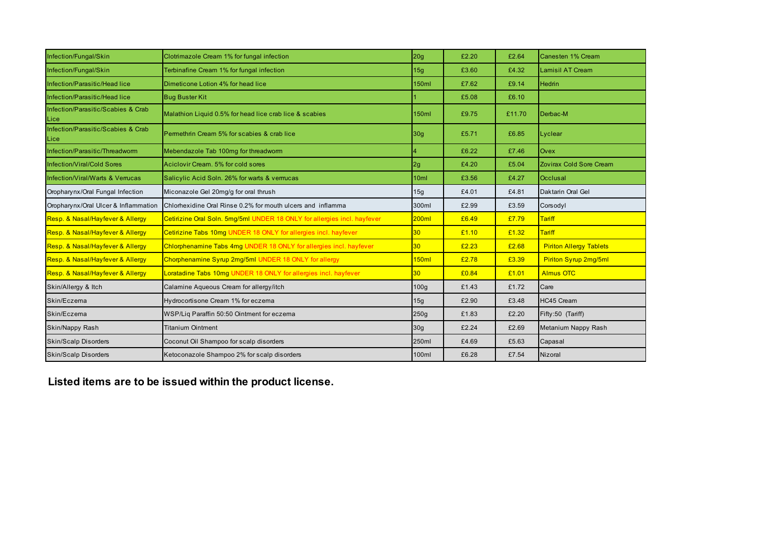| | | | | | |
|---|---|---|---|---|---|
| Infection/Fungal/Skin | Clotrimazole Cream 1% for fungal infection | 20g | £2.20 | £2.64 | Canesten 1% Cream |
| Infection/Fungal/Skin | Terbinafine Cream 1% for fungal infection | 15g | £3.60 | £4.32 | Lamisil AT Cream |
| Infection/Parasitic/Head lice | Dimeticone Lotion 4% for head lice | 150ml | £7.62 | £9.14 | Hedrin |
| Infection/Parasitic/Head lice | Bug Buster Kit | 1 | £5.08 | £6.10 | |
| Infection/Parasitic/Scabies & Crab Lice | Malathion Liquid 0.5% for head lice crab lice & scabies | 150ml | £9.75 | £11.70 | Derbac-M |
| Infection/Parasitic/Scabies & Crab Lice | Permethrin Cream 5% for scabies & crab lice | 30g | £5.71 | £6.85 | Lyclear |
| Infection/Parasitic/Threadworm | Mebendazole Tab 100mg for threadworm | 4 | £6.22 | £7.46 | Ovex |
| Infection/Viral/Cold Sores | Aciclovir Cream. 5% for cold sores | 2g | £4.20 | £5.04 | Zovirax Cold Sore Cream |
| Infection/Viral/Warts & Verrucas | Salicylic Acid Soln. 26% for warts & verrucas | 10ml | £3.56 | £4.27 | Occlusal |
| Oropharynx/Oral Fungal Infection | Miconazole Gel 20mg/g for oral thrush | 15g | £4.01 | £4.81 | Daktarin Oral Gel |
| Oropharynx/Oral Ulcer & Inflammation | Chlorhexidine Oral Rinse 0.2% for mouth ulcers and inflamma | 300ml | £2.99 | £3.59 | Corsodyl |
| Resp. & Nasal/Hayfever & Allergy | Cetirizine Oral Soln. 5mg/5ml UNDER 18 ONLY for allergies incl. hayfever | 200ml | £6.49 | £7.79 | Tariff |
| Resp. & Nasal/Hayfever & Allergy | Cetirizine Tabs 10mg UNDER 18 ONLY for allergies incl. hayfever | 30 | £1.10 | £1.32 | Tariff |
| Resp. & Nasal/Hayfever & Allergy | Chlorphenamine Tabs 4mg UNDER 18 ONLY for allergies incl. hayfever | 30 | £2.23 | £2.68 | Piriton Allergy Tablets |
| Resp. & Nasal/Hayfever & Allergy | Chorphenamine Syrup 2mg/5ml UNDER 18 ONLY for allergy | 150ml | £2.78 | £3.39 | Piriton Syrup 2mg/5ml |
| Resp. & Nasal/Hayfever & Allergy | Loratadine Tabs 10mg UNDER 18 ONLY for allergies incl. hayfever | 30 | £0.84 | £1.01 | Almus OTC |
| Skin/Allergy & Itch | Calamine Aqueous Cream for allergy/itch | 100g | £1.43 | £1.72 | Care |
| Skin/Eczema | Hydrocortisone Cream 1% for eczema | 15g | £2.90 | £3.48 | HC45 Cream |
| Skin/Eczema | WSP/Liq Paraffin 50:50 Ointment for eczema | 250g | £1.83 | £2.20 | Fifty:50 (Tariff) |
| Skin/Nappy Rash | Titanium Ointment | 30g | £2.24 | £2.69 | Metanium Nappy Rash |
| Skin/Scalp Disorders | Coconut Oil Shampoo for scalp disorders | 250ml | £4.69 | £5.63 | Capasal |
| Skin/Scalp Disorders | Ketoconazole Shampoo 2% for scalp disorders | 100ml | £6.28 | £7.54 | Nizoral |

**Listed items are to be issued within the product license.**